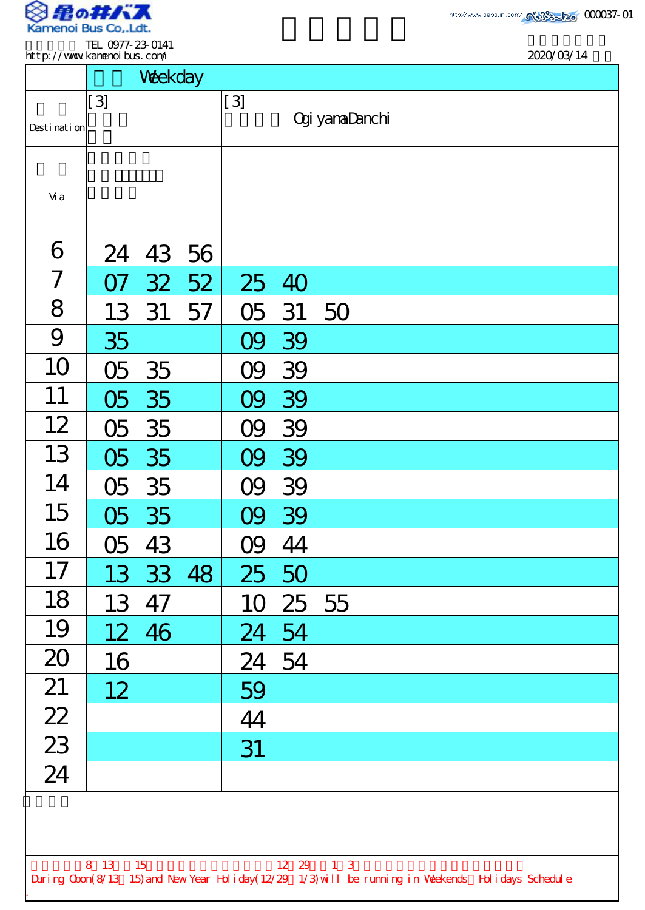Kamenoi Bus Co.,Ldt.

TEL 0977-23-0141
http://www.kamenoibus.com/

000037-01

2020/03/14

| | Weekday | |
|---|---|---|
| Destination | [3] | [3] Ogiyama Danchi |
| Via | | |
| 6 | 24 43 56 | |
| 7 | 07 32 52 | 25 40 |
| 8 | 13 31 57 | 05 31 50 |
| 9 | 35 | 09 39 |
| 10 | 05 35 | 09 39 |
| 11 | 05 35 | 09 39 |
| 12 | 05 35 | 09 39 |
| 13 | 05 35 | 09 39 |
| 14 | 05 35 | 09 39 |
| 15 | 05 35 | 09 39 |
| 16 | 05 43 | 09 44 |
| 17 | 13 33 48 | 25 50 |
| 18 | 13 47 | 10 25 55 |
| 19 | 12 46 | 24 54 |
| 20 | 16 | 24 54 |
| 21 | 12 | 59 |
| 22 | | 44 |
| 23 | | 31 |
| 24 | | |

8 13 15 12 29 1 3

During Obon(8/13 15) and New Year Holiday(12/29 1/3) will be running in Weekends Holidays Schedule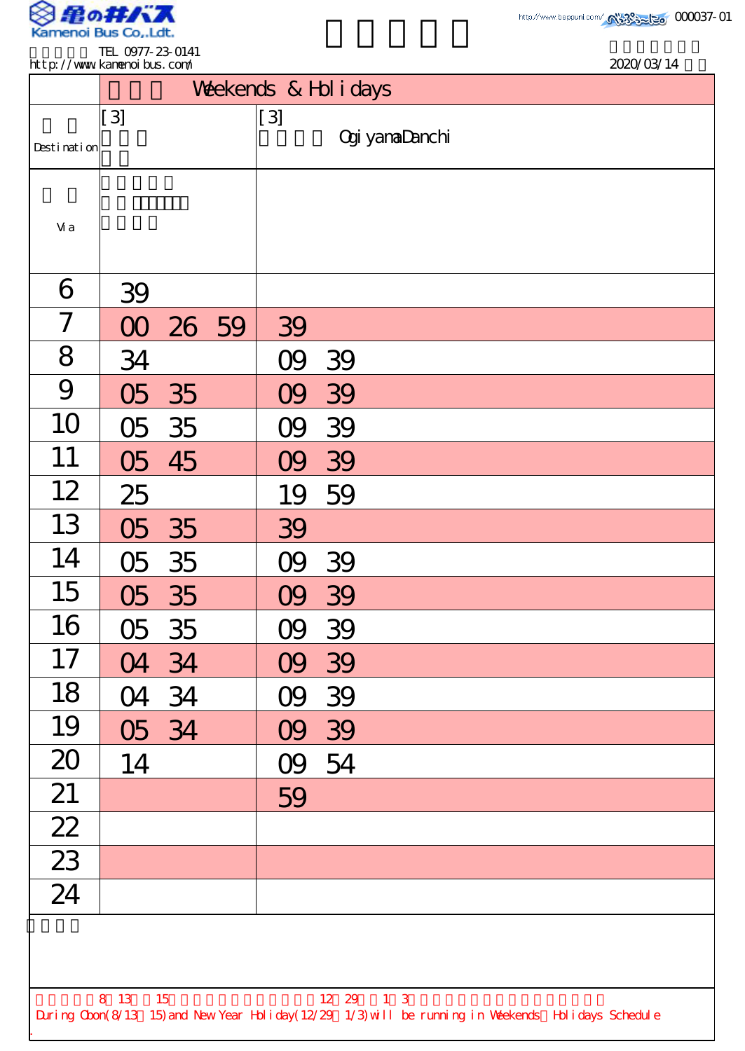Kamenoi Bus Co.,Ldt.

TEL 0977-23-0141
http://www.kamenoibus.com/

000037-01

2020/03/14

| | Weekends & Holidays | |
|---|---|---|
| Destination | [3] | [3] OgiyamaDanchi |
| Via | | |
| 6 | 39 | |
| 7 | 00 26 59 | 39 |
| 8 | 34 | 09 39 |
| 9 | 05 35 | 09 39 |
| 10 | 05 35 | 09 39 |
| 11 | 05 45 | 09 39 |
| 12 | 25 | 19 59 |
| 13 | 05 35 | 39 |
| 14 | 05 35 | 09 39 |
| 15 | 05 35 | 09 39 |
| 16 | 05 35 | 09 39 |
| 17 | 04 34 | 09 39 |
| 18 | 04 34 | 09 39 |
| 19 | 05 34 | 09 39 |
| 20 | 14 | 09 54 |
| 21 | | 59 |
| 22 | | |
| 23 | | |
| 24 | | |

8 13 15 12 29 1 3

During Obon(8/13 15) and New Year Holiday(12/29 1/3) will be running in Weekends Holidays Schedule